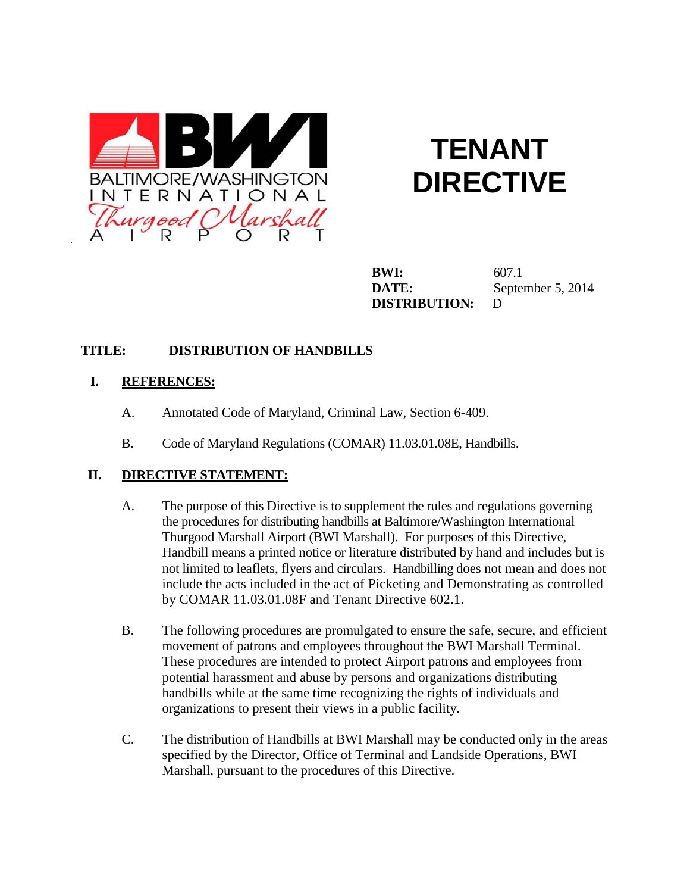BALTIMORE/WASHINGTON INTERNATIONAL Thurgood Marshall AIRPORT

# TENANT DIRECTIVE

**BWI:** 607.1
**DATE:** September 5, 2014
**DISTRIBUTION:** D

**TITLE: DISTRIBUTION OF HANDBILLS**

## I. REFERENCES:

A. Annotated Code of Maryland, Criminal Law, Section 6-409.

B. Code of Maryland Regulations (COMAR) 11.03.01.08E, Handbills.

## II. DIRECTIVE STATEMENT:

A. The purpose of this Directive is to supplement the rules and regulations governing the procedures for distributing handbills at Baltimore/Washington International Thurgood Marshall Airport (BWI Marshall). For purposes of this Directive, Handbill means a printed notice or literature distributed by hand and includes but is not limited to leaflets, flyers and circulars. Handbilling does not mean and does not include the acts included in the act of Picketing and Demonstrating as controlled by COMAR 11.03.01.08F and Tenant Directive 602.1.

B. The following procedures are promulgated to ensure the safe, secure, and efficient movement of patrons and employees throughout the BWI Marshall Terminal. These procedures are intended to protect Airport patrons and employees from potential harassment and abuse by persons and organizations distributing handbills while at the same time recognizing the rights of individuals and organizations to present their views in a public facility.

C. The distribution of Handbills at BWI Marshall may be conducted only in the areas specified by the Director, Office of Terminal and Landside Operations, BWI Marshall, pursuant to the procedures of this Directive.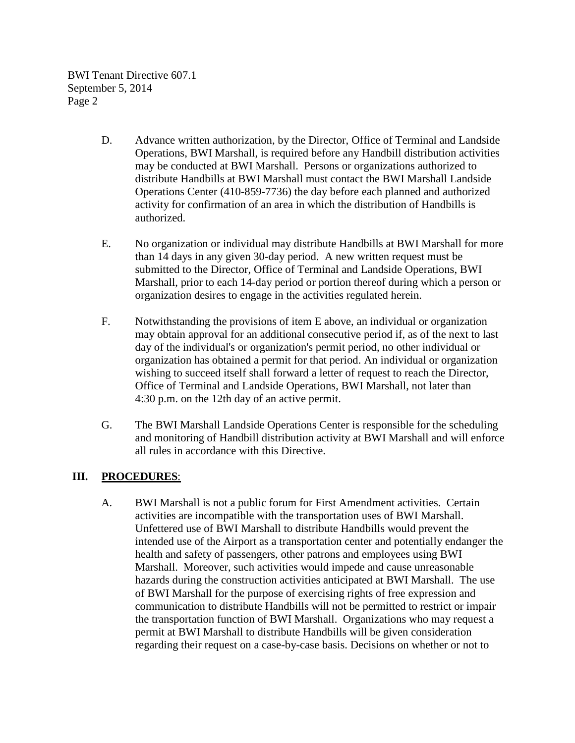D. Advance written authorization, by the Director, Office of Terminal and Landside Operations, BWI Marshall, is required before any Handbill distribution activities may be conducted at BWI Marshall. Persons or organizations authorized to distribute Handbills at BWI Marshall must contact the BWI Marshall Landside Operations Center (410-859-7736) the day before each planned and authorized activity for confirmation of an area in which the distribution of Handbills is authorized.

E. No organization or individual may distribute Handbills at BWI Marshall for more than 14 days in any given 30-day period. A new written request must be submitted to the Director, Office of Terminal and Landside Operations, BWI Marshall, prior to each 14-day period or portion thereof during which a person or organization desires to engage in the activities regulated herein.

F. Notwithstanding the provisions of item E above, an individual or organization may obtain approval for an additional consecutive period if, as of the next to last day of the individual's or organization's permit period, no other individual or organization has obtained a permit for that period. An individual or organization wishing to succeed itself shall forward a letter of request to reach the Director, Office of Terminal and Landside Operations, BWI Marshall, not later than 4:30 p.m. on the 12th day of an active permit.

G. The BWI Marshall Landside Operations Center is responsible for the scheduling and monitoring of Handbill distribution activity at BWI Marshall and will enforce all rules in accordance with this Directive.

## III. <u>PROCEDURES</u>:

A. BWI Marshall is not a public forum for First Amendment activities. Certain activities are incompatible with the transportation uses of BWI Marshall. Unfettered use of BWI Marshall to distribute Handbills would prevent the intended use of the Airport as a transportation center and potentially endanger the health and safety of passengers, other patrons and employees using BWI Marshall. Moreover, such activities would impede and cause unreasonable hazards during the construction activities anticipated at BWI Marshall. The use of BWI Marshall for the purpose of exercising rights of free expression and communication to distribute Handbills will not be permitted to restrict or impair the transportation function of BWI Marshall. Organizations who may request a permit at BWI Marshall to distribute Handbills will be given consideration regarding their request on a case-by-case basis. Decisions on whether or not to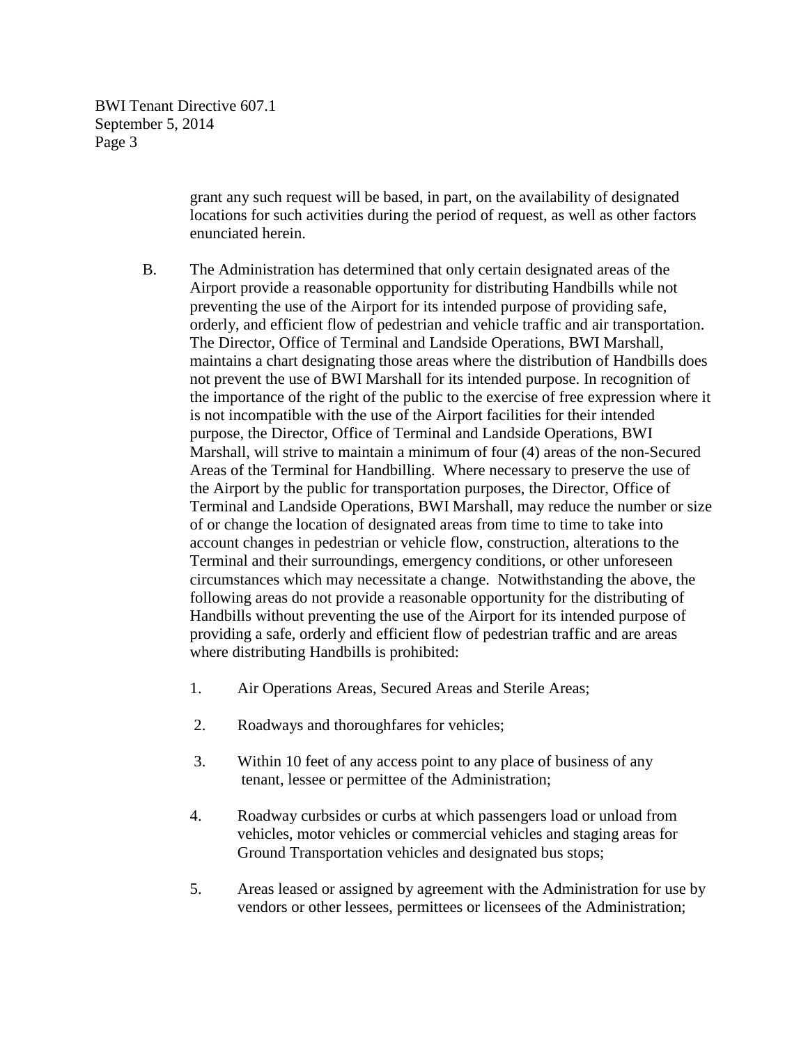grant any such request will be based, in part, on the availability of designated locations for such activities during the period of request, as well as other factors enunciated herein.

B. The Administration has determined that only certain designated areas of the Airport provide a reasonable opportunity for distributing Handbills while not preventing the use of the Airport for its intended purpose of providing safe, orderly, and efficient flow of pedestrian and vehicle traffic and air transportation. The Director, Office of Terminal and Landside Operations, BWI Marshall, maintains a chart designating those areas where the distribution of Handbills does not prevent the use of BWI Marshall for its intended purpose. In recognition of the importance of the right of the public to the exercise of free expression where it is not incompatible with the use of the Airport facilities for their intended purpose, the Director, Office of Terminal and Landside Operations, BWI Marshall, will strive to maintain a minimum of four (4) areas of the non-Secured Areas of the Terminal for Handbilling. Where necessary to preserve the use of the Airport by the public for transportation purposes, the Director, Office of Terminal and Landside Operations, BWI Marshall, may reduce the number or size of or change the location of designated areas from time to time to take into account changes in pedestrian or vehicle flow, construction, alterations to the Terminal and their surroundings, emergency conditions, or other unforeseen circumstances which may necessitate a change. Notwithstanding the above, the following areas do not provide a reasonable opportunity for the distributing of Handbills without preventing the use of the Airport for its intended purpose of providing a safe, orderly and efficient flow of pedestrian traffic and are areas where distributing Handbills is prohibited:

1. Air Operations Areas, Secured Areas and Sterile Areas;

2. Roadways and thoroughfares for vehicles;

3. Within 10 feet of any access point to any place of business of any tenant, lessee or permittee of the Administration;

4. Roadway curbsides or curbs at which passengers load or unload from vehicles, motor vehicles or commercial vehicles and staging areas for Ground Transportation vehicles and designated bus stops;

5. Areas leased or assigned by agreement with the Administration for use by vendors or other lessees, permittees or licensees of the Administration;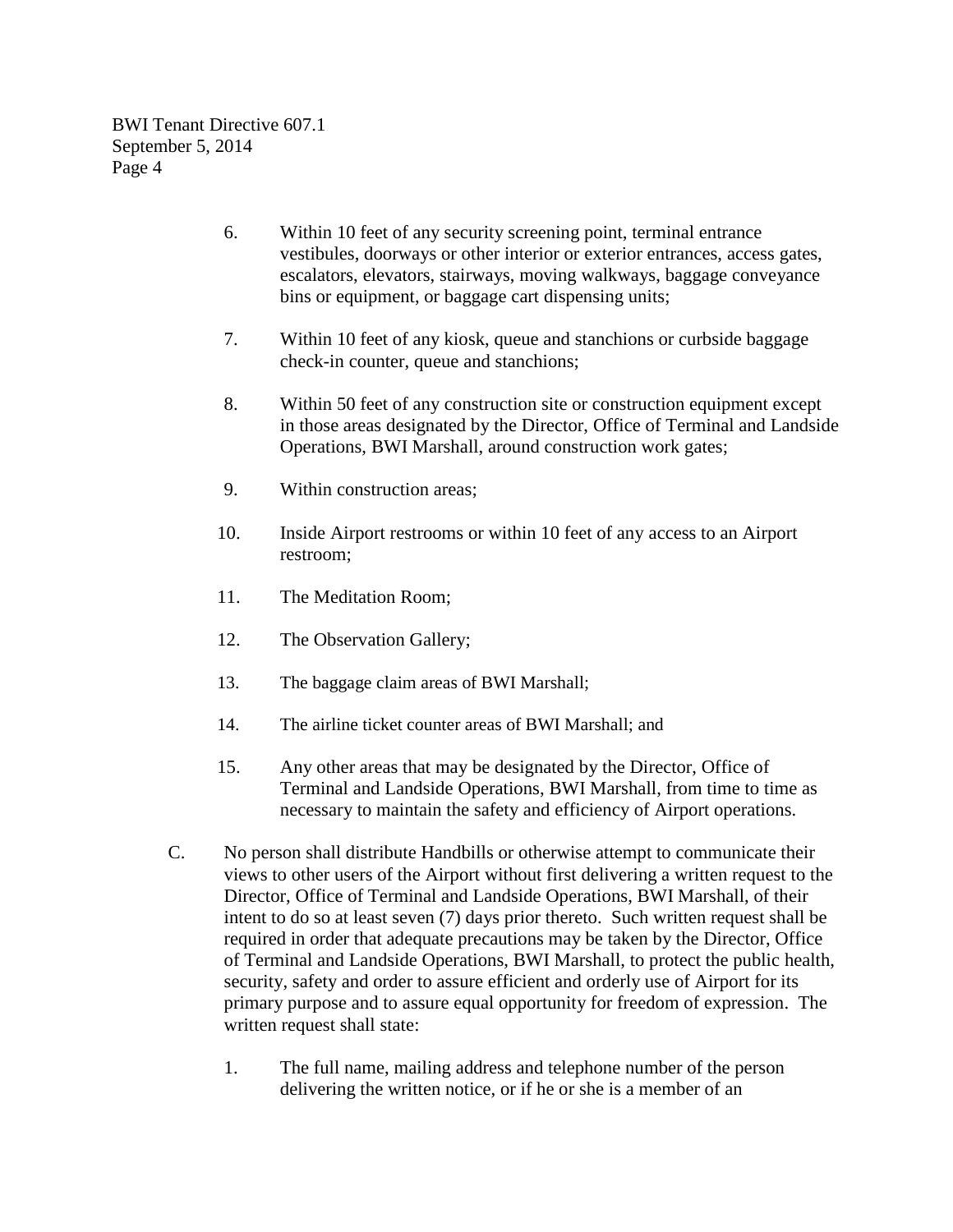6. Within 10 feet of any security screening point, terminal entrance vestibules, doorways or other interior or exterior entrances, access gates, escalators, elevators, stairways, moving walkways, baggage conveyance bins or equipment, or baggage cart dispensing units;

7. Within 10 feet of any kiosk, queue and stanchions or curbside baggage check-in counter, queue and stanchions;

8. Within 50 feet of any construction site or construction equipment except in those areas designated by the Director, Office of Terminal and Landside Operations, BWI Marshall, around construction work gates;

9. Within construction areas;

10. Inside Airport restrooms or within 10 feet of any access to an Airport restroom;

11. The Meditation Room;

12. The Observation Gallery;

13. The baggage claim areas of BWI Marshall;

14. The airline ticket counter areas of BWI Marshall; and

15. Any other areas that may be designated by the Director, Office of Terminal and Landside Operations, BWI Marshall, from time to time as necessary to maintain the safety and efficiency of Airport operations.

C. No person shall distribute Handbills or otherwise attempt to communicate their views to other users of the Airport without first delivering a written request to the Director, Office of Terminal and Landside Operations, BWI Marshall, of their intent to do so at least seven (7) days prior thereto. Such written request shall be required in order that adequate precautions may be taken by the Director, Office of Terminal and Landside Operations, BWI Marshall, to protect the public health, security, safety and order to assure efficient and orderly use of Airport for its primary purpose and to assure equal opportunity for freedom of expression. The written request shall state:

1. The full name, mailing address and telephone number of the person delivering the written notice, or if he or she is a member of an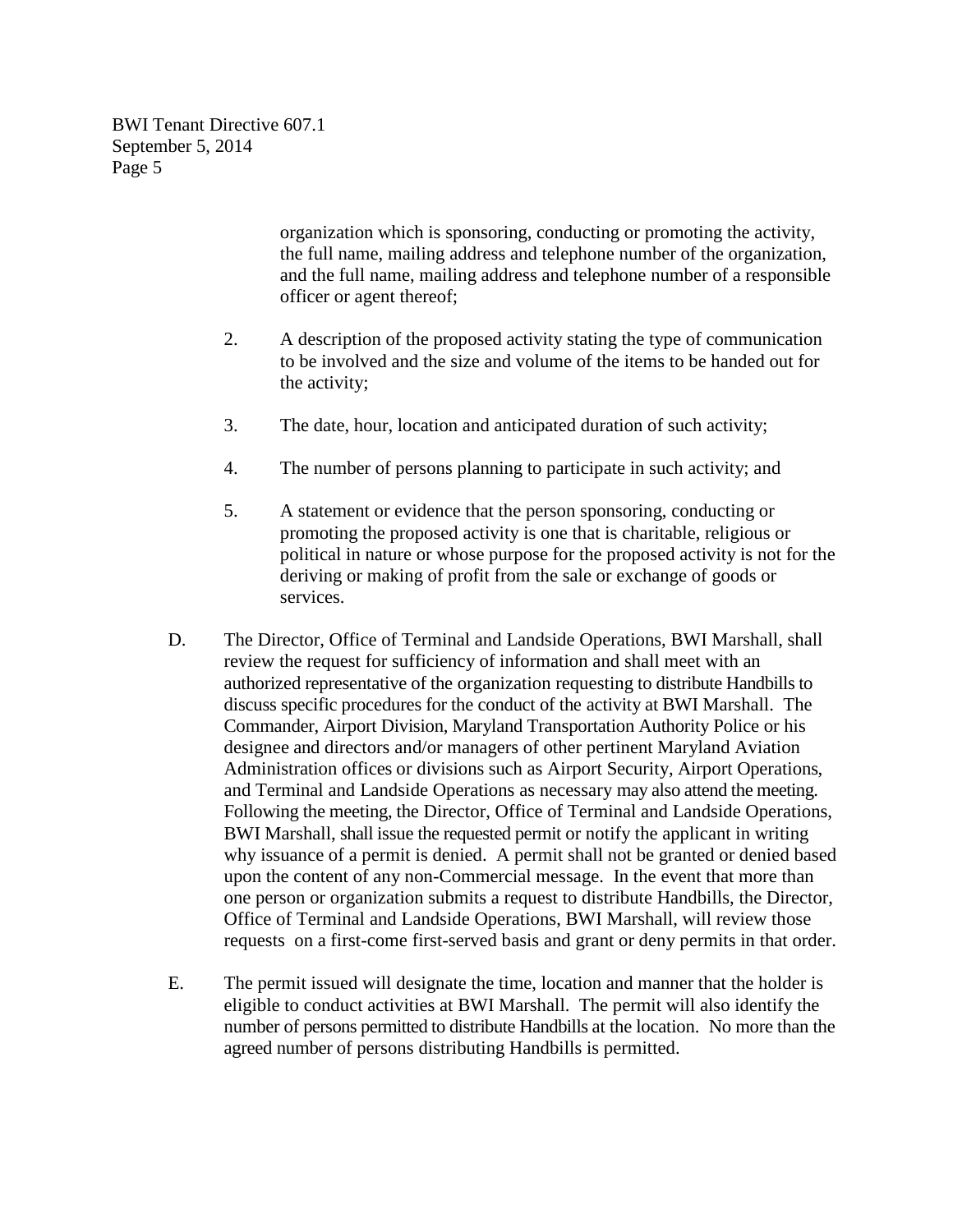organization which is sponsoring, conducting or promoting the activity, the full name, mailing address and telephone number of the organization, and the full name, mailing address and telephone number of a responsible officer or agent thereof;

2. A description of the proposed activity stating the type of communication to be involved and the size and volume of the items to be handed out for the activity;

3. The date, hour, location and anticipated duration of such activity;

4. The number of persons planning to participate in such activity; and

5. A statement or evidence that the person sponsoring, conducting or promoting the proposed activity is one that is charitable, religious or political in nature or whose purpose for the proposed activity is not for the deriving or making of profit from the sale or exchange of goods or services.

D. The Director, Office of Terminal and Landside Operations, BWI Marshall, shall review the request for sufficiency of information and shall meet with an authorized representative of the organization requesting to distribute Handbills to discuss specific procedures for the conduct of the activity at BWI Marshall. The Commander, Airport Division, Maryland Transportation Authority Police or his designee and directors and/or managers of other pertinent Maryland Aviation Administration offices or divisions such as Airport Security, Airport Operations, and Terminal and Landside Operations as necessary may also attend the meeting. Following the meeting, the Director, Office of Terminal and Landside Operations, BWI Marshall, shall issue the requested permit or notify the applicant in writing why issuance of a permit is denied. A permit shall not be granted or denied based upon the content of any non-Commercial message. In the event that more than one person or organization submits a request to distribute Handbills, the Director, Office of Terminal and Landside Operations, BWI Marshall, will review those requests on a first-come first-served basis and grant or deny permits in that order.

E. The permit issued will designate the time, location and manner that the holder is eligible to conduct activities at BWI Marshall. The permit will also identify the number of persons permitted to distribute Handbills at the location. No more than the agreed number of persons distributing Handbills is permitted.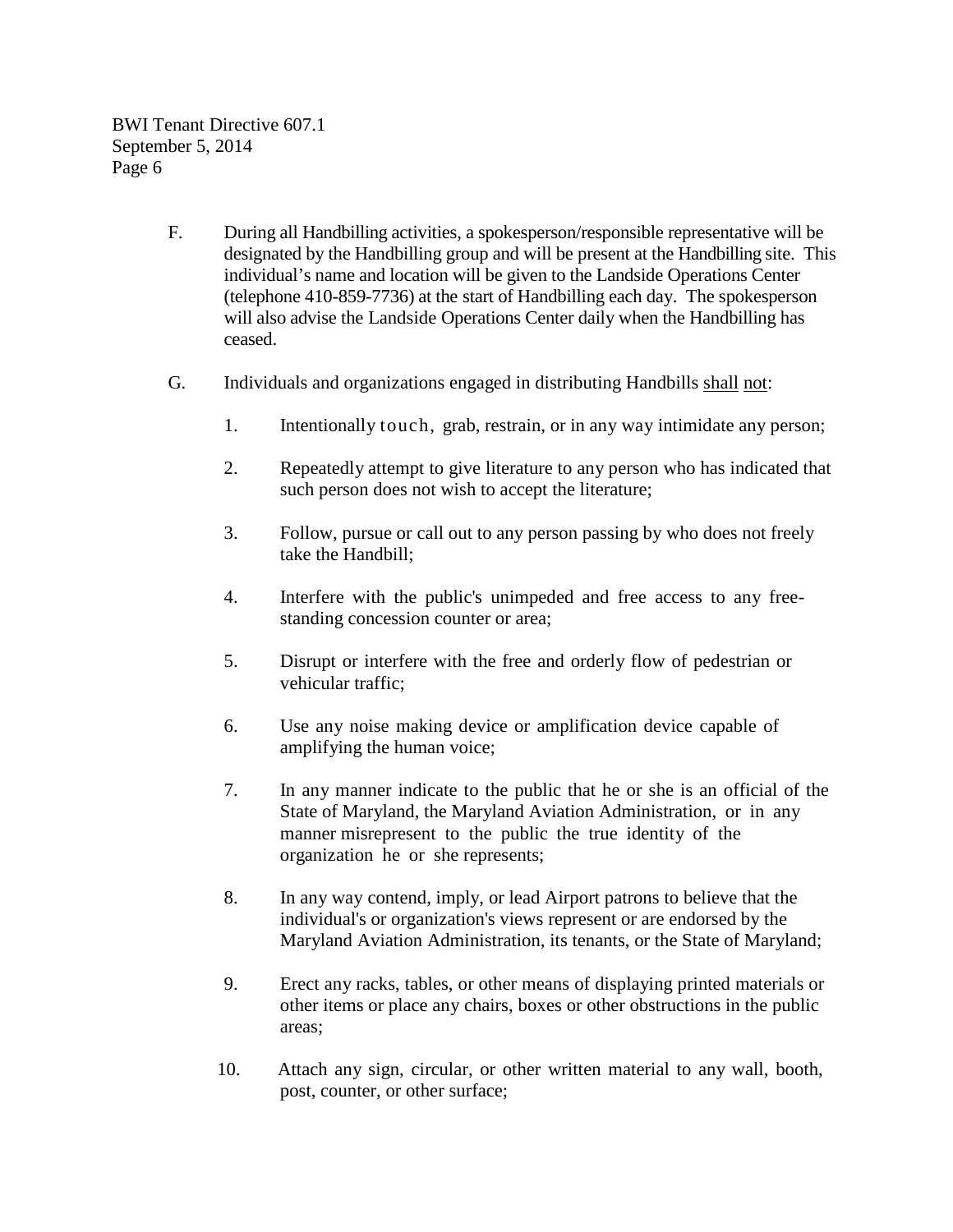F. During all Handbilling activities, a spokesperson/responsible representative will be designated by the Handbilling group and will be present at the Handbilling site. This individual's name and location will be given to the Landside Operations Center (telephone 410-859-7736) at the start of Handbilling each day. The spokesperson will also advise the Landside Operations Center daily when the Handbilling has ceased.

G. Individuals and organizations engaged in distributing Handbills <u>shall</u> <u>not</u>:

1. Intentionally touch, grab, restrain, or in any way intimidate any person;

2. Repeatedly attempt to give literature to any person who has indicated that such person does not wish to accept the literature;

3. Follow, pursue or call out to any person passing by who does not freely take the Handbill;

4. Interfere with the public's unimpeded and free access to any free-standing concession counter or area;

5. Disrupt or interfere with the free and orderly flow of pedestrian or vehicular traffic;

6. Use any noise making device or amplification device capable of amplifying the human voice;

7. In any manner indicate to the public that he or she is an official of the State of Maryland, the Maryland Aviation Administration, or in any manner misrepresent to the public the true identity of the organization he or she represents;

8. In any way contend, imply, or lead Airport patrons to believe that the individual's or organization's views represent or are endorsed by the Maryland Aviation Administration, its tenants, or the State of Maryland;

9. Erect any racks, tables, or other means of displaying printed materials or other items or place any chairs, boxes or other obstructions in the public areas;

10. Attach any sign, circular, or other written material to any wall, booth, post, counter, or other surface;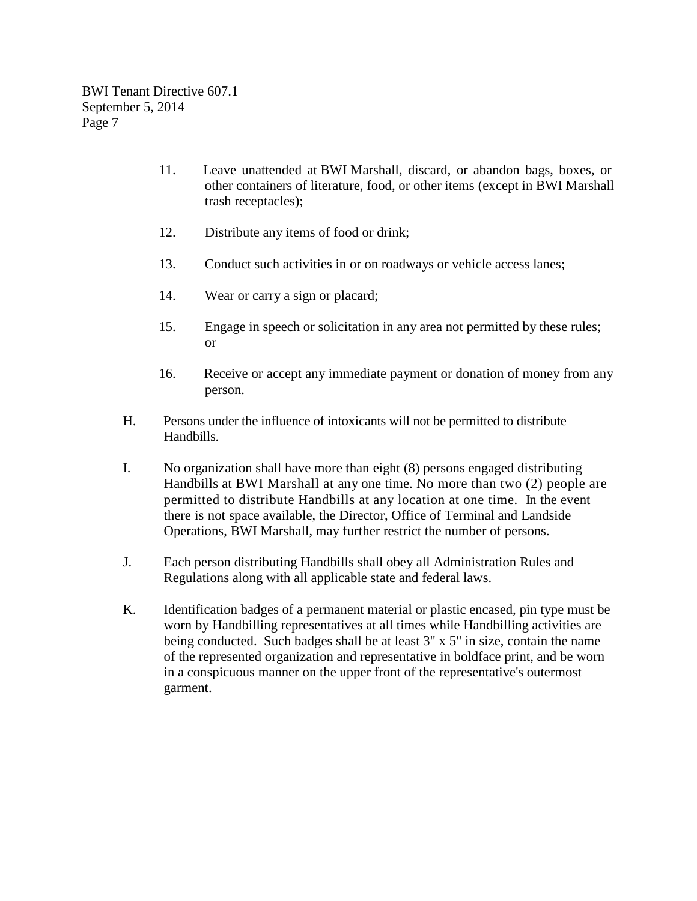11. Leave unattended at BWI Marshall, discard, or abandon bags, boxes, or other containers of literature, food, or other items (except in BWI Marshall trash receptacles);

12. Distribute any items of food or drink;

13. Conduct such activities in or on roadways or vehicle access lanes;

14. Wear or carry a sign or placard;

15. Engage in speech or solicitation in any area not permitted by these rules; or

16. Receive or accept any immediate payment or donation of money from any person.

H. Persons under the influence of intoxicants will not be permitted to distribute Handbills.

I. No organization shall have more than eight (8) persons engaged distributing Handbills at BWI Marshall at any one time. No more than two (2) people are permitted to distribute Handbills at any location at one time. In the event there is not space available, the Director, Office of Terminal and Landside Operations, BWI Marshall, may further restrict the number of persons.

J. Each person distributing Handbills shall obey all Administration Rules and Regulations along with all applicable state and federal laws.

K. Identification badges of a permanent material or plastic encased, pin type must be worn by Handbilling representatives at all times while Handbilling activities are being conducted. Such badges shall be at least 3" x 5" in size, contain the name of the represented organization and representative in boldface print, and be worn in a conspicuous manner on the upper front of the representative's outermost garment.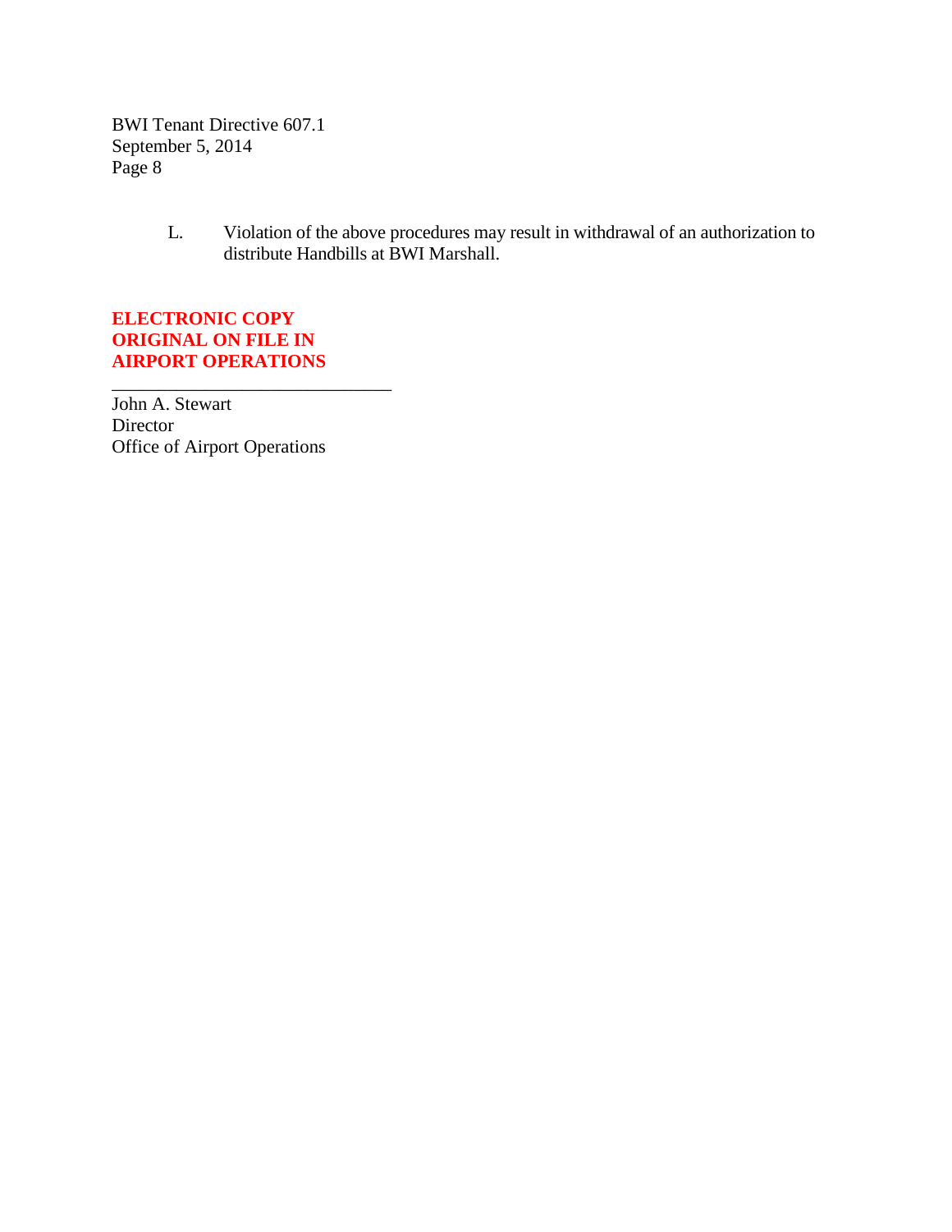L. Violation of the above procedures may result in withdrawal of an authorization to distribute Handbills at BWI Marshall.

**ELECTRONIC COPY**
**ORIGINAL ON FILE IN**
**AIRPORT OPERATIONS**

______________________________
John A. Stewart
Director
Office of Airport Operations